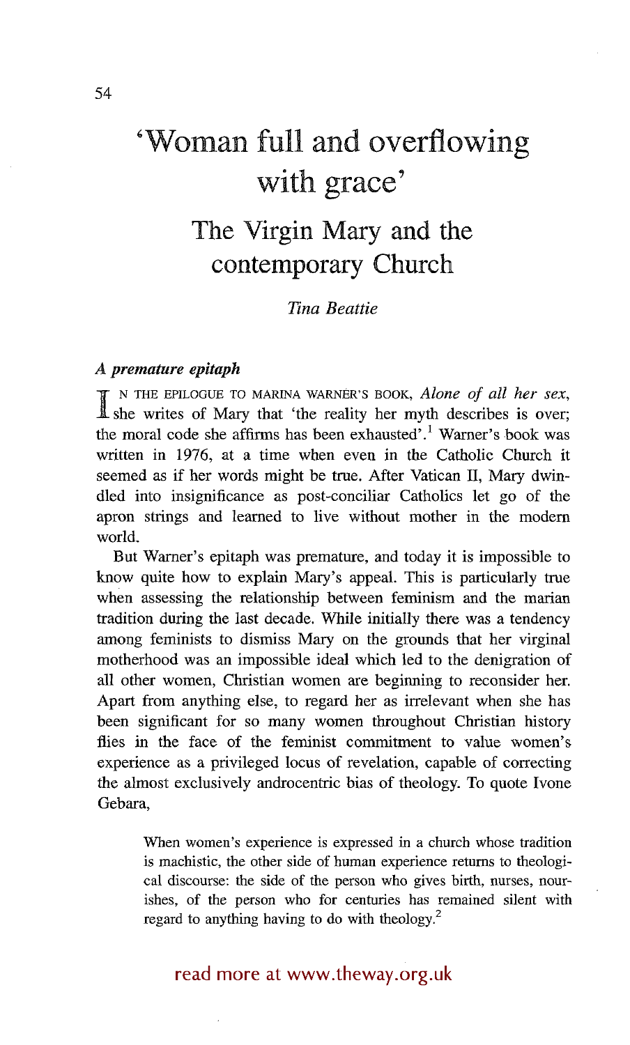# 'Woman full and overflowing with grace'

## The Virgin Mary and the contemporary Church

*Tina Beattie*

### *A premature epitaph*

In the epilogue to Marina Warner's book, *Alone of all her sex*, she writes of Mary that 'the reality her myth describes is over; the moral code she affirms has been exhausted'.[1] Warner's book was written in 1976, at a time when even in the Catholic Church it seemed as if her words might be true. After Vatican II, Mary dwindled into insignificance as post-conciliar Catholics let go of the apron strings and learned to live without mother in the modern world.

But Warner's epitaph was premature, and today it is impossible to know quite how to explain Mary's appeal. This is particularly true when assessing the relationship between feminism and the marian tradition during the last decade. While initially there was a tendency among feminists to dismiss Mary on the grounds that her virginal motherhood was an impossible ideal which led to the denigration of all other women, Christian women are beginning to reconsider her. Apart from anything else, to regard her as irrelevant when she has been significant for so many women throughout Christian history flies in the face of the feminist commitment to value women's experience as a privileged locus of revelation, capable of correcting the almost exclusively androcentric bias of theology. To quote Ivone Gebara,

> When women's experience is expressed in a church whose tradition is machistic, the other side of human experience returns to theological discourse: the side of the person who gives birth, nurses, nourishes, of the person who for centuries has remained silent with regard to anything having to do with theology.[2]

read more at www.theway.org.uk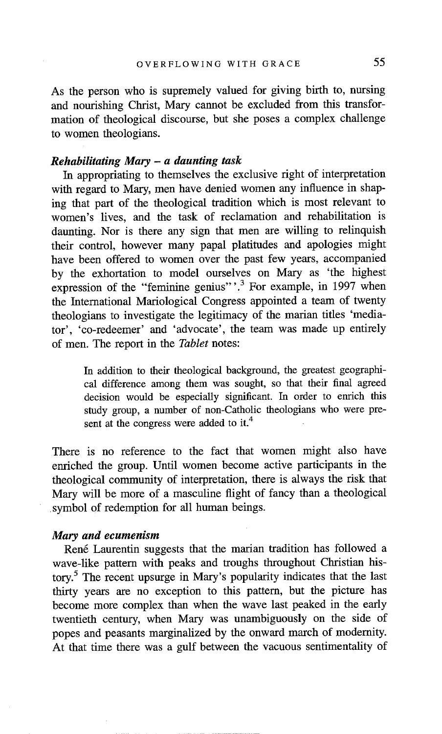As the person who is supremely valued for giving birth to, nursing and nourishing Christ, Mary cannot be excluded from this transformation of theological discourse, but she poses a complex challenge to women theologians.

### *Rehabilitating Mary – a daunting task*

In appropriating to themselves the exclusive right of interpretation with regard to Mary, men have denied women any influence in shaping that part of the theological tradition which is most relevant to women's lives, and the task of reclamation and rehabilitation is daunting. Nor is there any sign that men are willing to relinquish their control, however many papal platitudes and apologies might have been offered to women over the past few years, accompanied by the exhortation to model ourselves on Mary as 'the highest expression of the "feminine genius"'.[3] For example, in 1997 when the International Mariological Congress appointed a team of twenty theologians to investigate the legitimacy of the marian titles 'mediator', 'co-redeemer' and 'advocate', the team was made up entirely of men. The report in the *Tablet* notes:

> In addition to their theological background, the greatest geographical difference among them was sought, so that their final agreed decision would be especially significant. In order to enrich this study group, a number of non-Catholic theologians who were present at the congress were added to it.[4]

There is no reference to the fact that women might also have enriched the group. Until women become active participants in the theological community of interpretation, there is always the risk that Mary will be more of a masculine flight of fancy than a theological symbol of redemption for all human beings.

### *Mary and ecumenism*

René Laurentin suggests that the marian tradition has followed a wave-like pattern with peaks and troughs throughout Christian history.[5] The recent upsurge in Mary's popularity indicates that the last thirty years are no exception to this pattern, but the picture has become more complex than when the wave last peaked in the early twentieth century, when Mary was unambiguously on the side of popes and peasants marginalized by the onward march of modernity. At that time there was a gulf between the vacuous sentimentality of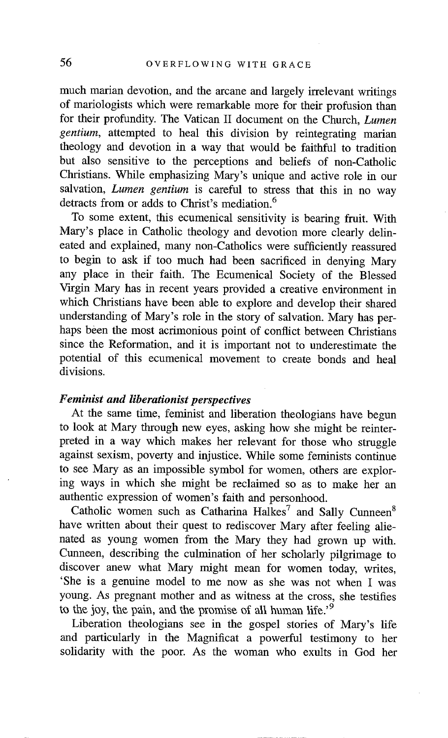much marian devotion, and the arcane and largely irrelevant writings of mariologists which were remarkable more for their profusion than for their profundity. The Vatican II document on the Church, *Lumen gentium*, attempted to heal this division by reintegrating marian theology and devotion in a way that would be faithful to tradition but also sensitive to the perceptions and beliefs of non-Catholic Christians. While emphasizing Mary's unique and active role in our salvation, *Lumen gentium* is careful to stress that this in no way detracts from or adds to Christ's mediation.[6]

To some extent, this ecumenical sensitivity is bearing fruit. With Mary's place in Catholic theology and devotion more clearly delineated and explained, many non-Catholics were sufficiently reassured to begin to ask if too much had been sacrificed in denying Mary any place in their faith. The Ecumenical Society of the Blessed Virgin Mary has in recent years provided a creative environment in which Christians have been able to explore and develop their shared understanding of Mary's role in the story of salvation. Mary has perhaps been the most acrimonious point of conflict between Christians since the Reformation, and it is important not to underestimate the potential of this ecumenical movement to create bonds and heal divisions.

### *Feminist and liberationist perspectives*

At the same time, feminist and liberation theologians have begun to look at Mary through new eyes, asking how she might be reinterpreted in a way which makes her relevant for those who struggle against sexism, poverty and injustice. While some feminists continue to see Mary as an impossible symbol for women, others are exploring ways in which she might be reclaimed so as to make her an authentic expression of women's faith and personhood.

Catholic women such as Catharina Halkes[7] and Sally Cunneen[8] have written about their quest to rediscover Mary after feeling alienated as young women from the Mary they had grown up with. Cunneen, describing the culmination of her scholarly pilgrimage to discover anew what Mary might mean for women today, writes, 'She is a genuine model to me now as she was not when I was young. As pregnant mother and as witness at the cross, she testifies to the joy, the pain, and the promise of all human life.'[9]

Liberation theologians see in the gospel stories of Mary's life and particularly in the Magnificat a powerful testimony to her solidarity with the poor. As the woman who exults in God her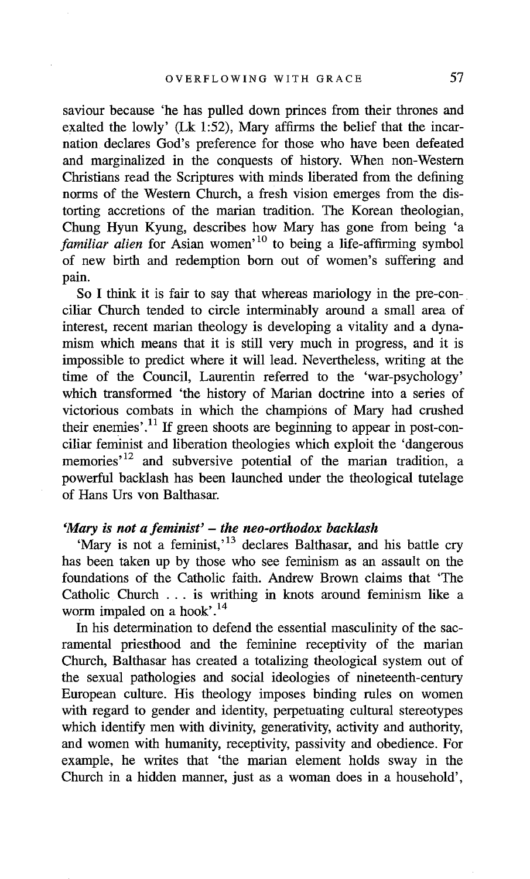saviour because 'he has pulled down princes from their thrones and exalted the lowly' (Lk 1:52), Mary affirms the belief that the incarnation declares God's preference for those who have been defeated and marginalized in the conquests of history. When non-Western Christians read the Scriptures with minds liberated from the defining norms of the Western Church, a fresh vision emerges from the distorting accretions of the marian tradition. The Korean theologian, Chung Hyun Kyung, describes how Mary has gone from being 'a *familiar alien* for Asian women'[10] to being a life-affirming symbol of new birth and redemption born out of women's suffering and pain.

So I think it is fair to say that whereas mariology in the pre-conciliar Church tended to circle interminably around a small area of interest, recent marian theology is developing a vitality and a dynamism which means that it is still very much in progress, and it is impossible to predict where it will lead. Nevertheless, writing at the time of the Council, Laurentin referred to the 'war-psychology' which transformed 'the history of Marian doctrine into a series of victorious combats in which the champions of Mary had crushed their enemies'.[11] If green shoots are beginning to appear in post-conciliar feminist and liberation theologies which exploit the 'dangerous memories'[12] and subversive potential of the marian tradition, a powerful backlash has been launched under the theological tutelage of Hans Urs von Balthasar.

### *'Mary is not a feminist' – the neo-orthodox backlash*

'Mary is not a feminist,'[13] declares Balthasar, and his battle cry has been taken up by those who see feminism as an assault on the foundations of the Catholic faith. Andrew Brown claims that 'The Catholic Church . . . is writhing in knots around feminism like a worm impaled on a hook'.[14]

In his determination to defend the essential masculinity of the sacramental priesthood and the feminine receptivity of the marian Church, Balthasar has created a totalizing theological system out of the sexual pathologies and social ideologies of nineteenth-century European culture. His theology imposes binding rules on women with regard to gender and identity, perpetuating cultural stereotypes which identify men with divinity, generativity, activity and authority, and women with humanity, receptivity, passivity and obedience. For example, he writes that 'the marian element holds sway in the Church in a hidden manner, just as a woman does in a household',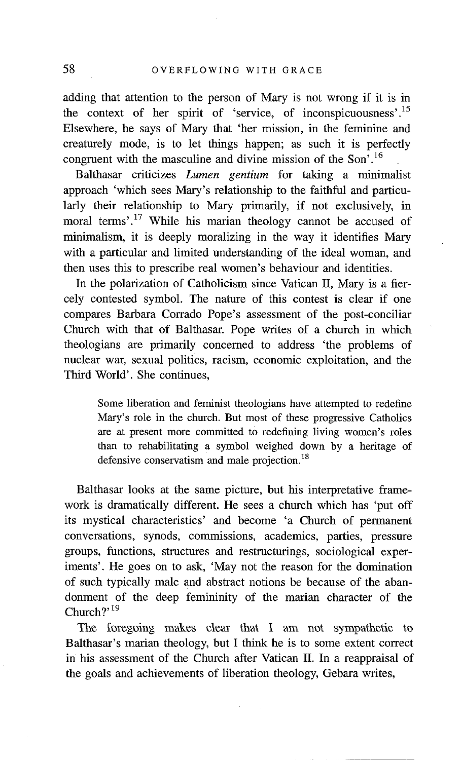adding that attention to the person of Mary is not wrong if it is in the context of her spirit of 'service, of inconspicuousness'.[15] Elsewhere, he says of Mary that 'her mission, in the feminine and creaturely mode, is to let things happen; as such it is perfectly congruent with the masculine and divine mission of the Son'.[16]

Balthasar criticizes *Lumen gentium* for taking a minimalist approach 'which sees Mary's relationship to the faithful and particularly their relationship to Mary primarily, if not exclusively, in moral terms'.[17] While his marian theology cannot be accused of minimalism, it is deeply moralizing in the way it identifies Mary with a particular and limited understanding of the ideal woman, and then uses this to prescribe real women's behaviour and identities.

In the polarization of Catholicism since Vatican II, Mary is a fiercely contested symbol. The nature of this contest is clear if one compares Barbara Corrado Pope's assessment of the post-conciliar Church with that of Balthasar. Pope writes of a church in which theologians are primarily concerned to address 'the problems of nuclear war, sexual politics, racism, economic exploitation, and the Third World'. She continues,

> Some liberation and feminist theologians have attempted to redefine Mary's role in the church. But most of these progressive Catholics are at present more committed to redefining living women's roles than to rehabilitating a symbol weighed down by a heritage of defensive conservatism and male projection.[18]

Balthasar looks at the same picture, but his interpretative framework is dramatically different. He sees a church which has 'put off its mystical characteristics' and become 'a Church of permanent conversations, synods, commissions, academics, parties, pressure groups, functions, structures and restructurings, sociological experiments'. He goes on to ask, 'May not the reason for the domination of such typically male and abstract notions be because of the abandonment of the deep femininity of the marian character of the Church?'[19]

The foregoing makes clear that I am not sympathetic to Balthasar's marian theology, but I think he is to some extent correct in his assessment of the Church after Vatican II. In a reappraisal of the goals and achievements of liberation theology, Gebara writes,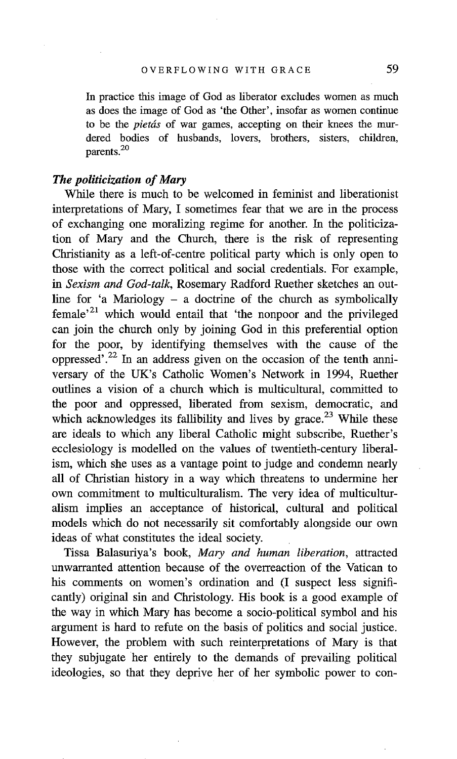In practice this image of God as liberator excludes women as much as does the image of God as 'the Other', insofar as women continue to be the *pietás* of war games, accepting on their knees the murdered bodies of husbands, lovers, brothers, sisters, children, parents.[20]

### *The politicization of Mary*

While there is much to be welcomed in feminist and liberationist interpretations of Mary, I sometimes fear that we are in the process of exchanging one moralizing regime for another. In the politicization of Mary and the Church, there is the risk of representing Christianity as a left-of-centre political party which is only open to those with the correct political and social credentials. For example, in *Sexism and God-talk*, Rosemary Radford Ruether sketches an outline for 'a Mariology – a doctrine of the church as symbolically female'[21] which would entail that 'the nonpoor and the privileged can join the church only by joining God in this preferential option for the poor, by identifying themselves with the cause of the oppressed'.[22] In an address given on the occasion of the tenth anniversary of the UK's Catholic Women's Network in 1994, Ruether outlines a vision of a church which is multicultural, committed to the poor and oppressed, liberated from sexism, democratic, and which acknowledges its fallibility and lives by grace.[23] While these are ideals to which any liberal Catholic might subscribe, Ruether's ecclesiology is modelled on the values of twentieth-century liberalism, which she uses as a vantage point to judge and condemn nearly all of Christian history in a way which threatens to undermine her own commitment to multiculturalism. The very idea of multiculturalism implies an acceptance of historical, cultural and political models which do not necessarily sit comfortably alongside our own ideas of what constitutes the ideal society.

Tissa Balasuriya's book, *Mary and human liberation*, attracted unwarranted attention because of the overreaction of the Vatican to his comments on women's ordination and (I suspect less significantly) original sin and Christology. His book is a good example of the way in which Mary has become a socio-political symbol and his argument is hard to refute on the basis of politics and social justice. However, the problem with such reinterpretations of Mary is that they subjugate her entirely to the demands of prevailing political ideologies, so that they deprive her of her symbolic power to con-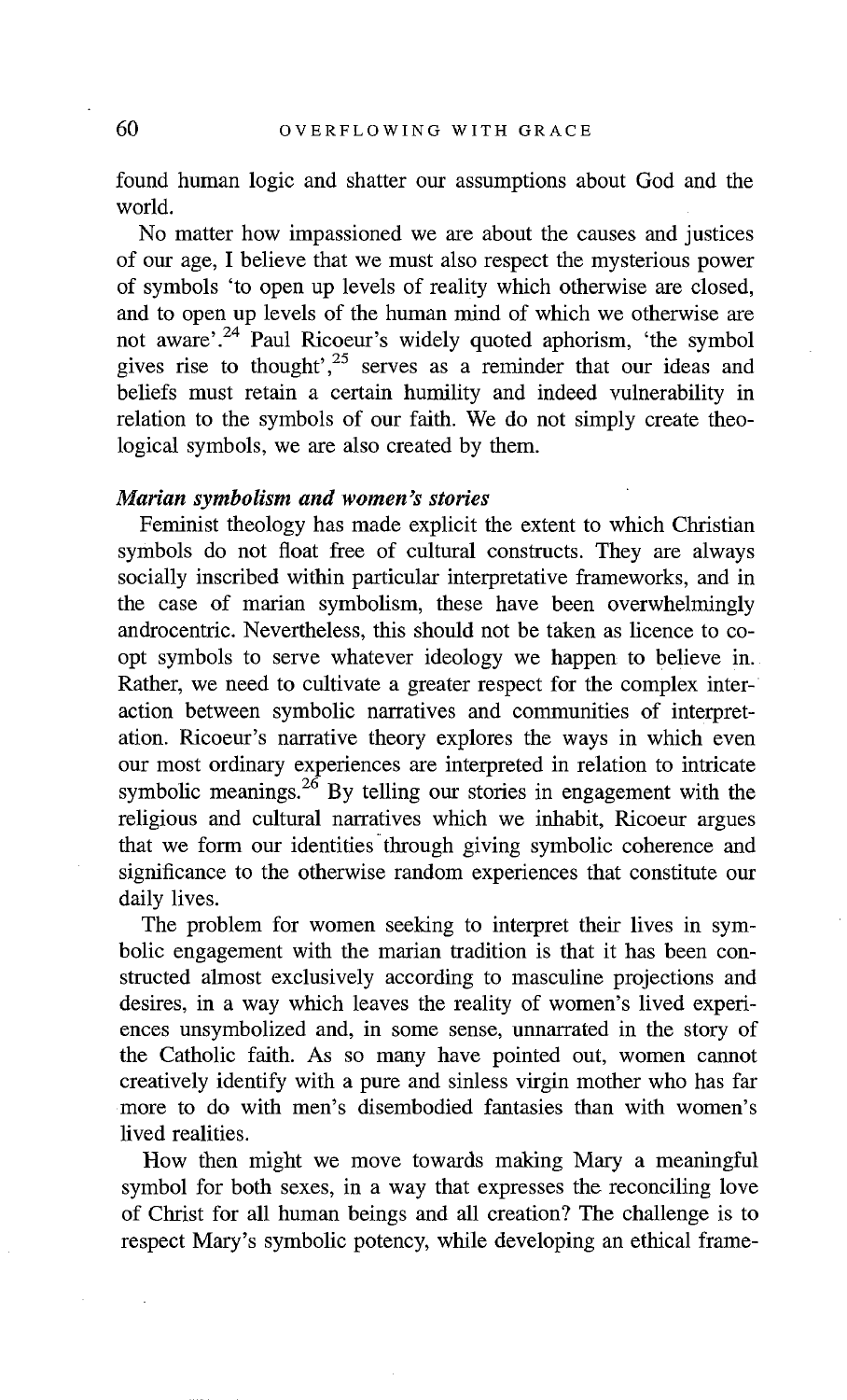found human logic and shatter our assumptions about God and the world.

No matter how impassioned we are about the causes and justices of our age, I believe that we must also respect the mysterious power of symbols 'to open up levels of reality which otherwise are closed, and to open up levels of the human mind of which we otherwise are not aware'.[24] Paul Ricoeur's widely quoted aphorism, 'the symbol gives rise to thought',[25] serves as a reminder that our ideas and beliefs must retain a certain humility and indeed vulnerability in relation to the symbols of our faith. We do not simply create theological symbols, we are also created by them.

### *Marian symbolism and women's stories*

Feminist theology has made explicit the extent to which Christian symbols do not float free of cultural constructs. They are always socially inscribed within particular interpretative frameworks, and in the case of marian symbolism, these have been overwhelmingly androcentric. Nevertheless, this should not be taken as licence to co-opt symbols to serve whatever ideology we happen to believe in. Rather, we need to cultivate a greater respect for the complex interaction between symbolic narratives and communities of interpretation. Ricoeur's narrative theory explores the ways in which even our most ordinary experiences are interpreted in relation to intricate symbolic meanings.[26] By telling our stories in engagement with the religious and cultural narratives which we inhabit, Ricoeur argues that we form our identities through giving symbolic coherence and significance to the otherwise random experiences that constitute our daily lives.

The problem for women seeking to interpret their lives in symbolic engagement with the marian tradition is that it has been constructed almost exclusively according to masculine projections and desires, in a way which leaves the reality of women's lived experiences unsymbolized and, in some sense, unnarrated in the story of the Catholic faith. As so many have pointed out, women cannot creatively identify with a pure and sinless virgin mother who has far more to do with men's disembodied fantasies than with women's lived realities.

How then might we move towards making Mary a meaningful symbol for both sexes, in a way that expresses the reconciling love of Christ for all human beings and all creation? The challenge is to respect Mary's symbolic potency, while developing an ethical frame-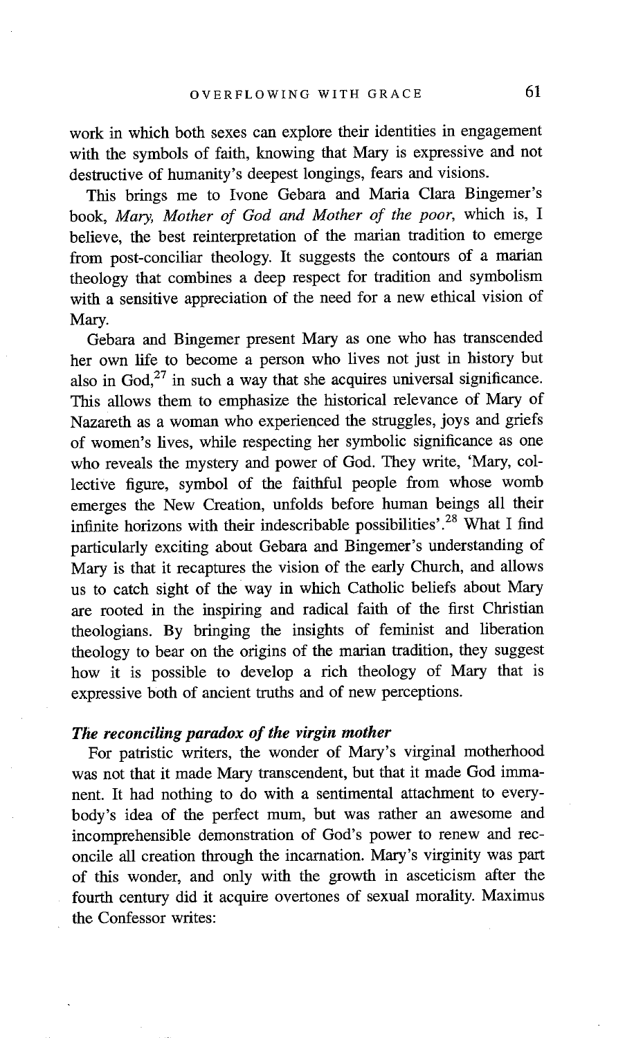work in which both sexes can explore their identities in engagement with the symbols of faith, knowing that Mary is expressive and not destructive of humanity's deepest longings, fears and visions.

This brings me to Ivone Gebara and Maria Clara Bingemer's book, *Mary, Mother of God and Mother of the poor*, which is, I believe, the best reinterpretation of the marian tradition to emerge from post-conciliar theology. It suggests the contours of a marian theology that combines a deep respect for tradition and symbolism with a sensitive appreciation of the need for a new ethical vision of Mary.

Gebara and Bingemer present Mary as one who has transcended her own life to become a person who lives not just in history but also in God,[27] in such a way that she acquires universal significance. This allows them to emphasize the historical relevance of Mary of Nazareth as a woman who experienced the struggles, joys and griefs of women's lives, while respecting her symbolic significance as one who reveals the mystery and power of God. They write, 'Mary, collective figure, symbol of the faithful people from whose womb emerges the New Creation, unfolds before human beings all their infinite horizons with their indescribable possibilities'.[28] What I find particularly exciting about Gebara and Bingemer's understanding of Mary is that it recaptures the vision of the early Church, and allows us to catch sight of the way in which Catholic beliefs about Mary are rooted in the inspiring and radical faith of the first Christian theologians. By bringing the insights of feminist and liberation theology to bear on the origins of the marian tradition, they suggest how it is possible to develop a rich theology of Mary that is expressive both of ancient truths and of new perceptions.

### *The reconciling paradox of the virgin mother*

For patristic writers, the wonder of Mary's virginal motherhood was not that it made Mary transcendent, but that it made God immanent. It had nothing to do with a sentimental attachment to everybody's idea of the perfect mum, but was rather an awesome and incomprehensible demonstration of God's power to renew and reconcile all creation through the incarnation. Mary's virginity was part of this wonder, and only with the growth in asceticism after the fourth century did it acquire overtones of sexual morality. Maximus the Confessor writes: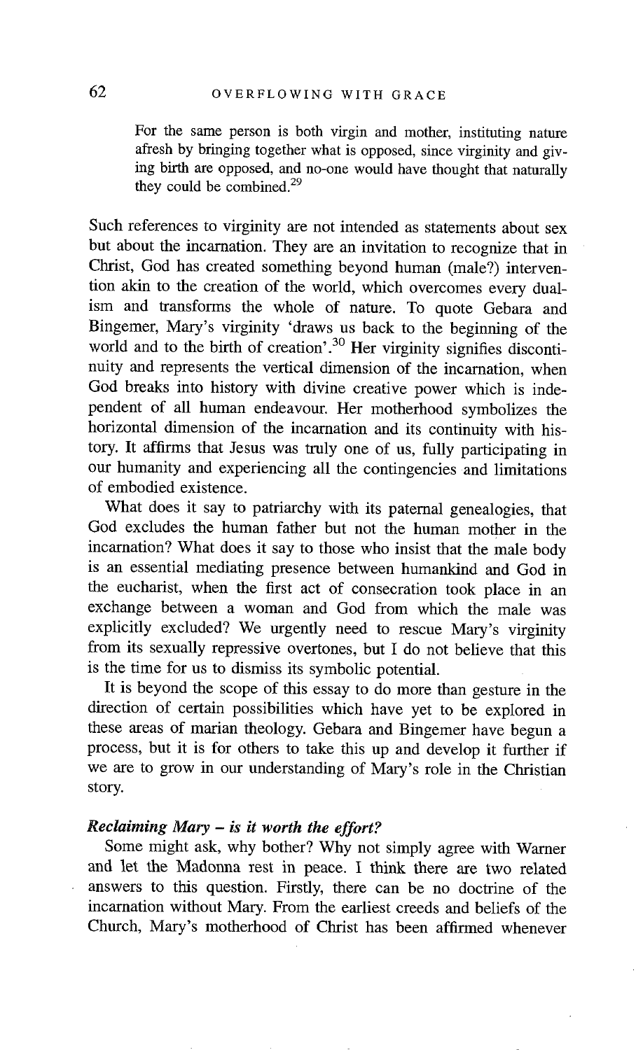> For the same person is both virgin and mother, instituting nature afresh by bringing together what is opposed, since virginity and giving birth are opposed, and no-one would have thought that naturally they could be combined.[29]

Such references to virginity are not intended as statements about sex but about the incarnation. They are an invitation to recognize that in Christ, God has created something beyond human (male?) intervention akin to the creation of the world, which overcomes every dualism and transforms the whole of nature. To quote Gebara and Bingemer, Mary's virginity 'draws us back to the beginning of the world and to the birth of creation'.[30] Her virginity signifies discontinuity and represents the vertical dimension of the incarnation, when God breaks into history with divine creative power which is independent of all human endeavour. Her motherhood symbolizes the horizontal dimension of the incarnation and its continuity with history. It affirms that Jesus was truly one of us, fully participating in our humanity and experiencing all the contingencies and limitations of embodied existence.

What does it say to patriarchy with its paternal genealogies, that God excludes the human father but not the human mother in the incarnation? What does it say to those who insist that the male body is an essential mediating presence between humankind and God in the eucharist, when the first act of consecration took place in an exchange between a woman and God from which the male was explicitly excluded? We urgently need to rescue Mary's virginity from its sexually repressive overtones, but I do not believe that this is the time for us to dismiss its symbolic potential.

It is beyond the scope of this essay to do more than gesture in the direction of certain possibilities which have yet to be explored in these areas of marian theology. Gebara and Bingemer have begun a process, but it is for others to take this up and develop it further if we are to grow in our understanding of Mary's role in the Christian story.

### *Reclaiming Mary – is it worth the effort?*

Some might ask, why bother? Why not simply agree with Warner and let the Madonna rest in peace. I think there are two related answers to this question. Firstly, there can be no doctrine of the incarnation without Mary. From the earliest creeds and beliefs of the Church, Mary's motherhood of Christ has been affirmed whenever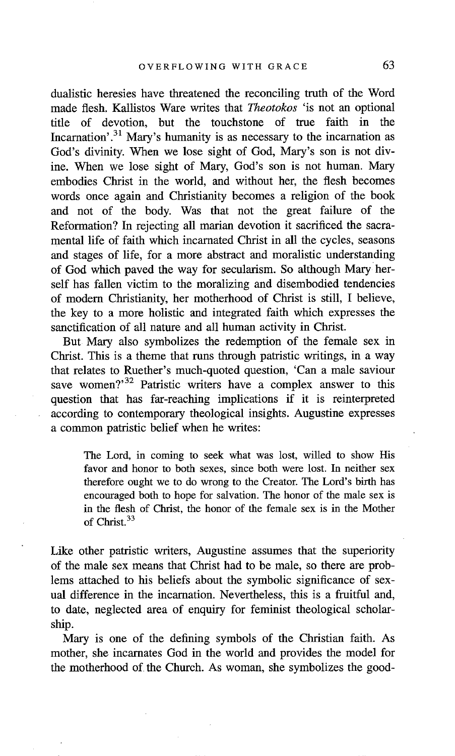dualistic heresies have threatened the reconciling truth of the Word made flesh. Kallistos Ware writes that *Theotokos* 'is not an optional title of devotion, but the touchstone of true faith in the Incarnation'.[31] Mary's humanity is as necessary to the incarnation as God's divinity. When we lose sight of God, Mary's son is not divine. When we lose sight of Mary, God's son is not human. Mary embodies Christ in the world, and without her, the flesh becomes words once again and Christianity becomes a religion of the book and not of the body. Was that not the great failure of the Reformation? In rejecting all marian devotion it sacrificed the sacramental life of faith which incarnated Christ in all the cycles, seasons and stages of life, for a more abstract and moralistic understanding of God which paved the way for secularism. So although Mary herself has fallen victim to the moralizing and disembodied tendencies of modern Christianity, her motherhood of Christ is still, I believe, the key to a more holistic and integrated faith which expresses the sanctification of all nature and all human activity in Christ.

But Mary also symbolizes the redemption of the female sex in Christ. This is a theme that runs through patristic writings, in a way that relates to Ruether's much-quoted question, 'Can a male saviour save women?'[32] Patristic writers have a complex answer to this question that has far-reaching implications if it is reinterpreted according to contemporary theological insights. Augustine expresses a common patristic belief when he writes:

> The Lord, in coming to seek what was lost, willed to show His favor and honor to both sexes, since both were lost. In neither sex therefore ought we to do wrong to the Creator. The Lord's birth has encouraged both to hope for salvation. The honor of the male sex is in the flesh of Christ, the honor of the female sex is in the Mother of Christ.[33]

Like other patristic writers, Augustine assumes that the superiority of the male sex means that Christ had to be male, so there are problems attached to his beliefs about the symbolic significance of sexual difference in the incarnation. Nevertheless, this is a fruitful and, to date, neglected area of enquiry for feminist theological scholarship.

Mary is one of the defining symbols of the Christian faith. As mother, she incarnates God in the world and provides the model for the motherhood of the Church. As woman, she symbolizes the good-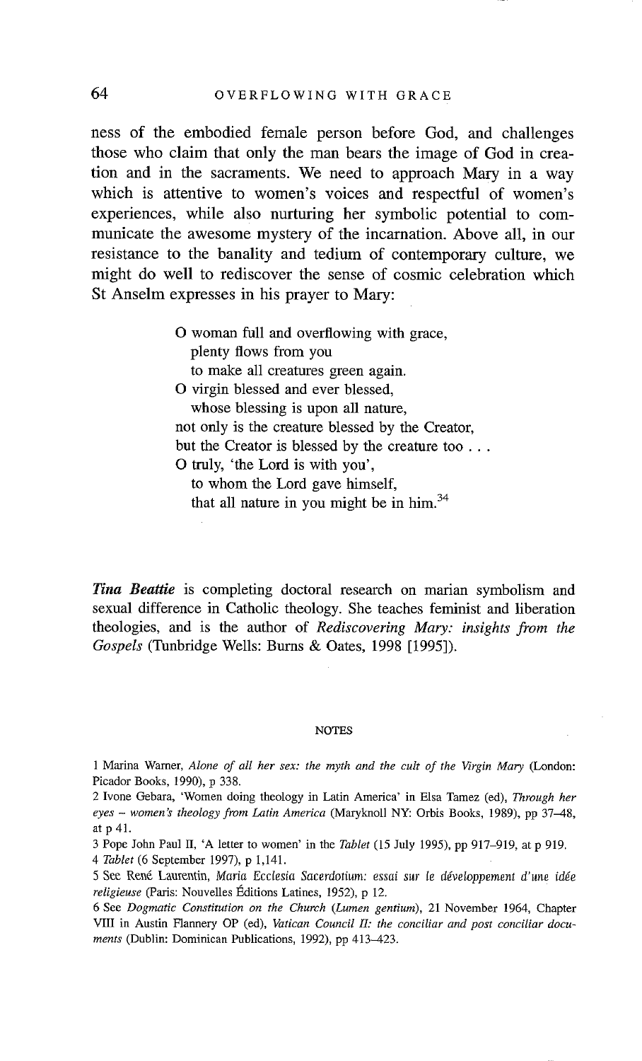ness of the embodied female person before God, and challenges those who claim that only the man bears the image of God in creation and in the sacraments. We need to approach Mary in a way which is attentive to women's voices and respectful of women's experiences, while also nurturing her symbolic potential to communicate the awesome mystery of the incarnation. Above all, in our resistance to the banality and tedium of contemporary culture, we might do well to rediscover the sense of cosmic celebration which St Anselm expresses in his prayer to Mary:

> O woman full and overflowing with grace,
> plenty flows from you
> to make all creatures green again.
> O virgin blessed and ever blessed,
> whose blessing is upon all nature,
> not only is the creature blessed by the Creator,
> but the Creator is blessed by the creature too . . .
> O truly, 'the Lord is with you',
> to whom the Lord gave himself,
> that all nature in you might be in him.[34]

***Tina Beattie*** is completing doctoral research on marian symbolism and sexual difference in Catholic theology. She teaches feminist and liberation theologies, and is the author of *Rediscovering Mary: insights from the Gospels* (Tunbridge Wells: Burns & Oates, 1998 [1995]).

## NOTES

1 Marina Warner, *Alone of all her sex: the myth and the cult of the Virgin Mary* (London: Picador Books, 1990), p 338.

2 Ivone Gebara, 'Women doing theology in Latin America' in Elsa Tamez (ed), *Through her eyes – women's theology from Latin America* (Maryknoll NY: Orbis Books, 1989), pp 37–48, at p 41.

3 Pope John Paul II, 'A letter to women' in the *Tablet* (15 July 1995), pp 917–919, at p 919.

4 *Tablet* (6 September 1997), p 1,141.

5 See René Laurentin, *Maria Ecclesia Sacerdotium: essai sur le développement d'une idée religieuse* (Paris: Nouvelles Éditions Latines, 1952), p 12.

6 See *Dogmatic Constitution on the Church (Lumen gentium)*, 21 November 1964, Chapter VIII in Austin Flannery OP (ed), *Vatican Council II: the conciliar and post conciliar documents* (Dublin: Dominican Publications, 1992), pp 413–423.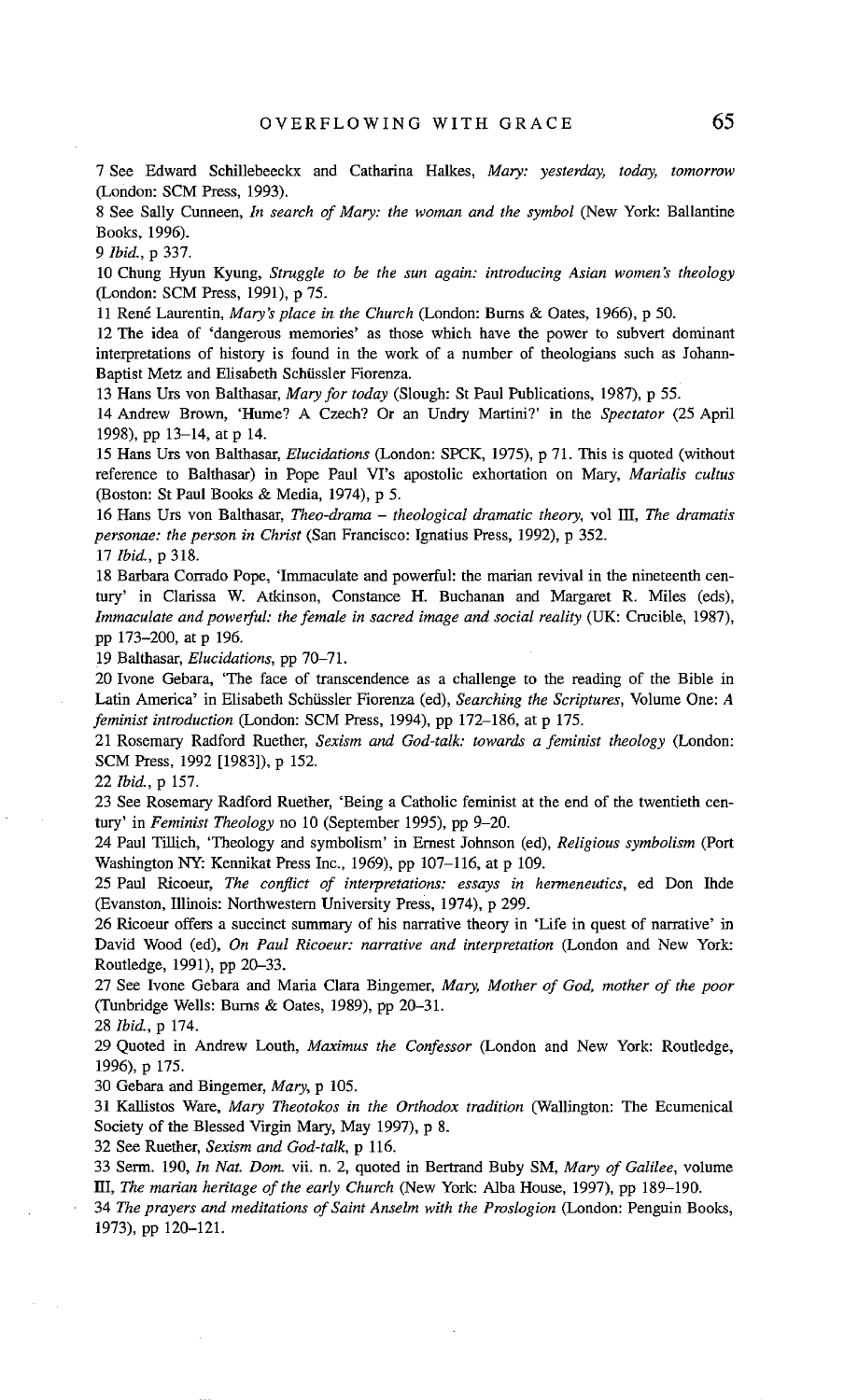7 See Edward Schillebeeckx and Catharina Halkes, *Mary: yesterday, today, tomorrow* (London: SCM Press, 1993).

8 See Sally Cunneen, *In search of Mary: the woman and the symbol* (New York: Ballantine Books, 1996).

9 *Ibid.*, p 337.

10 Chung Hyun Kyung, *Struggle to be the sun again: introducing Asian women's theology* (London: SCM Press, 1991), p 75.

11 René Laurentin, *Mary's place in the Church* (London: Burns & Oates, 1966), p 50.

12 The idea of 'dangerous memories' as those which have the power to subvert dominant interpretations of history is found in the work of a number of theologians such as Johann-Baptist Metz and Elisabeth Schüssler Fiorenza.

13 Hans Urs von Balthasar, *Mary for today* (Slough: St Paul Publications, 1987), p 55.

14 Andrew Brown, 'Hume? A Czech? Or an Undry Martini?' in the *Spectator* (25 April 1998), pp 13–14, at p 14.

15 Hans Urs von Balthasar, *Elucidations* (London: SPCK, 1975), p 71. This is quoted (without reference to Balthasar) in Pope Paul VI's apostolic exhortation on Mary, *Marialis cultus* (Boston: St Paul Books & Media, 1974), p 5.

16 Hans Urs von Balthasar, *Theo-drama – theological dramatic theory*, vol III, *The dramatis personae: the person in Christ* (San Francisco: Ignatius Press, 1992), p 352.

17 *Ibid.*, p 318.

18 Barbara Corrado Pope, 'Immaculate and powerful: the marian revival in the nineteenth century' in Clarissa W. Atkinson, Constance H. Buchanan and Margaret R. Miles (eds), *Immaculate and powerful: the female in sacred image and social reality* (UK: Crucible, 1987), pp 173–200, at p 196.

19 Balthasar, *Elucidations*, pp 70–71.

20 Ivone Gebara, 'The face of transcendence as a challenge to the reading of the Bible in Latin America' in Elisabeth Schüssler Fiorenza (ed), *Searching the Scriptures*, Volume One: *A feminist introduction* (London: SCM Press, 1994), pp 172–186, at p 175.

21 Rosemary Radford Ruether, *Sexism and God-talk: towards a feminist theology* (London: SCM Press, 1992 [1983]), p 152.

22 *Ibid.*, p 157.

23 See Rosemary Radford Ruether, 'Being a Catholic feminist at the end of the twentieth century' in *Feminist Theology* no 10 (September 1995), pp 9–20.

24 Paul Tillich, 'Theology and symbolism' in Ernest Johnson (ed), *Religious symbolism* (Port Washington NY: Kennikat Press Inc., 1969), pp 107–116, at p 109.

25 Paul Ricoeur, *The conflict of interpretations: essays in hermeneutics*, ed Don Ihde (Evanston, Illinois: Northwestern University Press, 1974), p 299.

26 Ricoeur offers a succinct summary of his narrative theory in 'Life in quest of narrative' in David Wood (ed), *On Paul Ricoeur: narrative and interpretation* (London and New York: Routledge, 1991), pp 20–33.

27 See Ivone Gebara and Maria Clara Bingemer, *Mary, Mother of God, mother of the poor* (Tunbridge Wells: Burns & Oates, 1989), pp 20–31.

28 *Ibid.*, p 174.

29 Quoted in Andrew Louth, *Maximus the Confessor* (London and New York: Routledge, 1996), p 175.

30 Gebara and Bingemer, *Mary*, p 105.

31 Kallistos Ware, *Mary Theotokos in the Orthodox tradition* (Wallington: The Ecumenical Society of the Blessed Virgin Mary, May 1997), p 8.

32 See Ruether, *Sexism and God-talk*, p 116.

33 Serm. 190, *In Nat. Dom.* vii. n. 2, quoted in Bertrand Buby SM, *Mary of Galilee*, volume III, *The marian heritage of the early Church* (New York: Alba House, 1997), pp 189–190.

34 *The prayers and meditations of Saint Anselm with the Proslogion* (London: Penguin Books, 1973), pp 120–121.